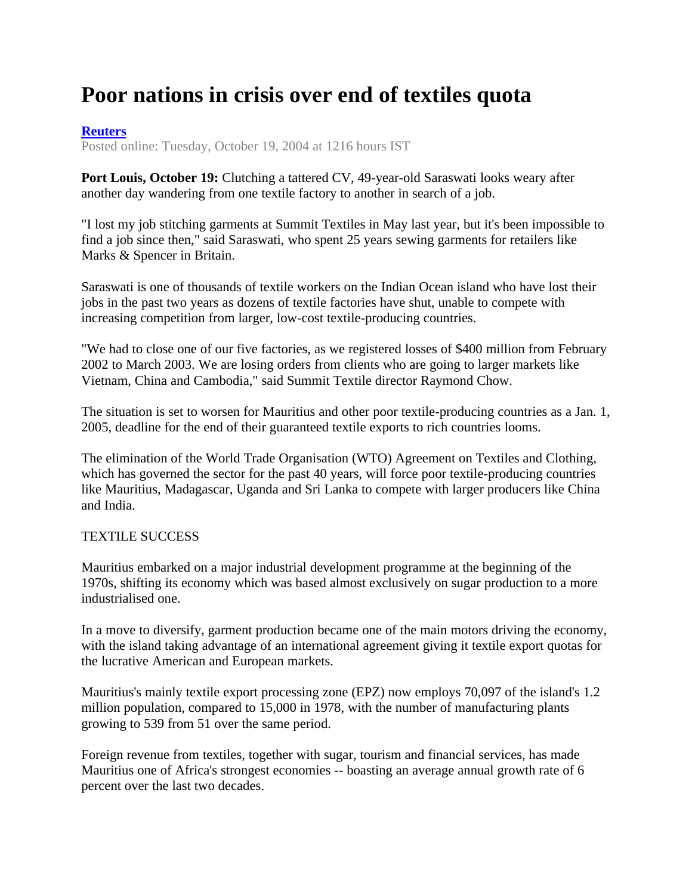# Poor nations in crisis over end of textiles quota

**Reuters**

Posted online: Tuesday, October 19, 2004 at 1216 hours IST

**Port Louis, October 19:** Clutching a tattered CV, 49-year-old Saraswati looks weary after another day wandering from one textile factory to another in search of a job.

"I lost my job stitching garments at Summit Textiles in May last year, but it's been impossible to find a job since then," said Saraswati, who spent 25 years sewing garments for retailers like Marks & Spencer in Britain.

Saraswati is one of thousands of textile workers on the Indian Ocean island who have lost their jobs in the past two years as dozens of textile factories have shut, unable to compete with increasing competition from larger, low-cost textile-producing countries.

"We had to close one of our five factories, as we registered losses of $400 million from February 2002 to March 2003. We are losing orders from clients who are going to larger markets like Vietnam, China and Cambodia," said Summit Textile director Raymond Chow.

The situation is set to worsen for Mauritius and other poor textile-producing countries as a Jan. 1, 2005, deadline for the end of their guaranteed textile exports to rich countries looms.

The elimination of the World Trade Organisation (WTO) Agreement on Textiles and Clothing, which has governed the sector for the past 40 years, will force poor textile-producing countries like Mauritius, Madagascar, Uganda and Sri Lanka to compete with larger producers like China and India.

TEXTILE SUCCESS

Mauritius embarked on a major industrial development programme at the beginning of the 1970s, shifting its economy which was based almost exclusively on sugar production to a more industrialised one.

In a move to diversify, garment production became one of the main motors driving the economy, with the island taking advantage of an international agreement giving it textile export quotas for the lucrative American and European markets.

Mauritius's mainly textile export processing zone (EPZ) now employs 70,097 of the island's 1.2 million population, compared to 15,000 in 1978, with the number of manufacturing plants growing to 539 from 51 over the same period.

Foreign revenue from textiles, together with sugar, tourism and financial services, has made Mauritius one of Africa's strongest economies -- boasting an average annual growth rate of 6 percent over the last two decades.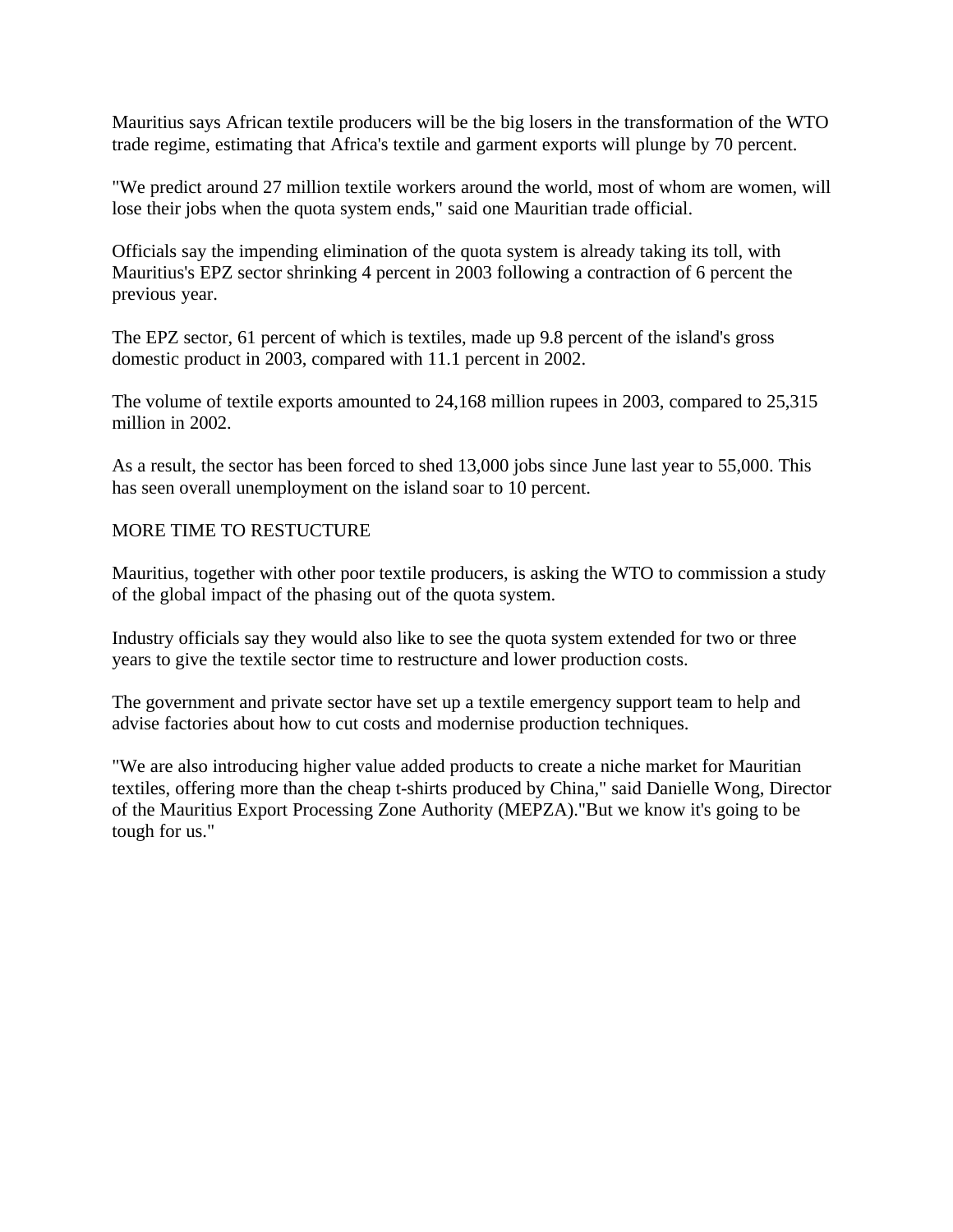Mauritius says African textile producers will be the big losers in the transformation of the WTO trade regime, estimating that Africa's textile and garment exports will plunge by 70 percent.

"We predict around 27 million textile workers around the world, most of whom are women, will lose their jobs when the quota system ends," said one Mauritian trade official.

Officials say the impending elimination of the quota system is already taking its toll, with Mauritius's EPZ sector shrinking 4 percent in 2003 following a contraction of 6 percent the previous year.

The EPZ sector, 61 percent of which is textiles, made up 9.8 percent of the island's gross domestic product in 2003, compared with 11.1 percent in 2002.

The volume of textile exports amounted to 24,168 million rupees in 2003, compared to 25,315 million in 2002.

As a result, the sector has been forced to shed 13,000 jobs since June last year to 55,000. This has seen overall unemployment on the island soar to 10 percent.

MORE TIME TO RESTUCTURE

Mauritius, together with other poor textile producers, is asking the WTO to commission a study of the global impact of the phasing out of the quota system.

Industry officials say they would also like to see the quota system extended for two or three years to give the textile sector time to restructure and lower production costs.

The government and private sector have set up a textile emergency support team to help and advise factories about how to cut costs and modernise production techniques.

"We are also introducing higher value added products to create a niche market for Mauritian textiles, offering more than the cheap t-shirts produced by China," said Danielle Wong, Director of the Mauritius Export Processing Zone Authority (MEPZA)."But we know it's going to be tough for us."